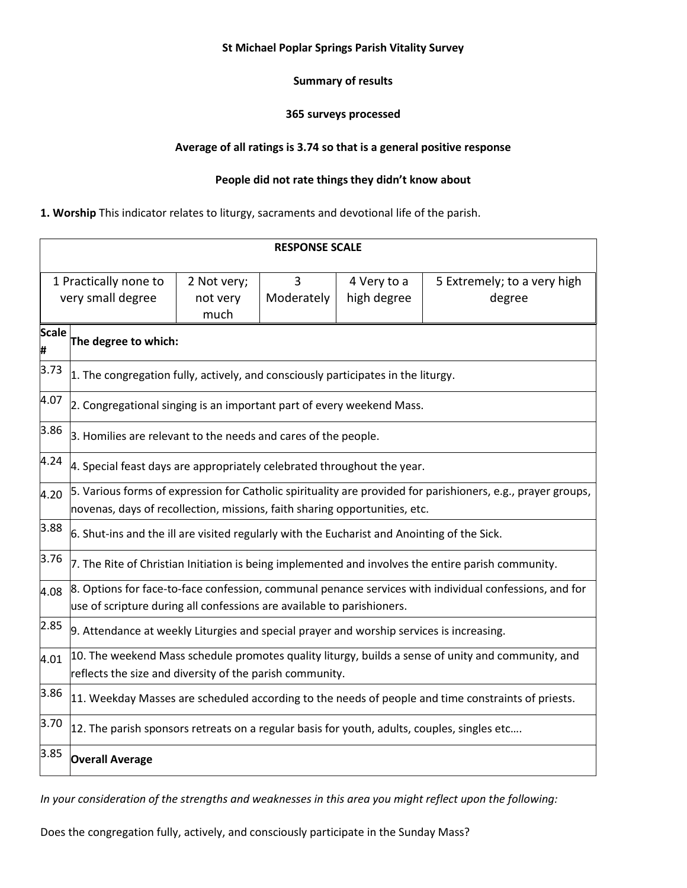**St Michael Poplar Springs Parish Vitality Survey**

**Summary of results**

**365 surveys processed**

**Average of all ratings is 3.74 so that is a general positive response**

**People did not rate things they didn't know about**

**1. Worship** This indicator relates to liturgy, sacraments and devotional life of the parish.

| **RESPONSE SCALE** | | | | |
|---|---|---|---|---|
| 1 Practically none to very small degree | 2 Not very; not very much | 3 Moderately | 4 Very to a high degree | 5 Extremely; to a very high degree |

| **Scale #** | **The degree to which:** |
|---|---|
| 3.73 | 1. The congregation fully, actively, and consciously participates in the liturgy. |
| 4.07 | 2. Congregational singing is an important part of every weekend Mass. |
| 3.86 | 3. Homilies are relevant to the needs and cares of the people. |
| 4.24 | 4. Special feast days are appropriately celebrated throughout the year. |
| 4.20 | 5. Various forms of expression for Catholic spirituality are provided for parishioners, e.g., prayer groups, novenas, days of recollection, missions, faith sharing opportunities, etc. |
| 3.88 | 6. Shut-ins and the ill are visited regularly with the Eucharist and Anointing of the Sick. |
| 3.76 | 7. The Rite of Christian Initiation is being implemented and involves the entire parish community. |
| 4.08 | 8. Options for face-to-face confession, communal penance services with individual confessions, and for use of scripture during all confessions are available to parishioners. |
| 2.85 | 9. Attendance at weekly Liturgies and special prayer and worship services is increasing. |
| 4.01 | 10. The weekend Mass schedule promotes quality liturgy, builds a sense of unity and community, and reflects the size and diversity of the parish community. |
| 3.86 | 11. Weekday Masses are scheduled according to the needs of people and time constraints of priests. |
| 3.70 | 12. The parish sponsors retreats on a regular basis for youth, adults, couples, singles etc…. |
| 3.85 | **Overall Average** |

*In your consideration of the strengths and weaknesses in this area you might reflect upon the following:*

Does the congregation fully, actively, and consciously participate in the Sunday Mass?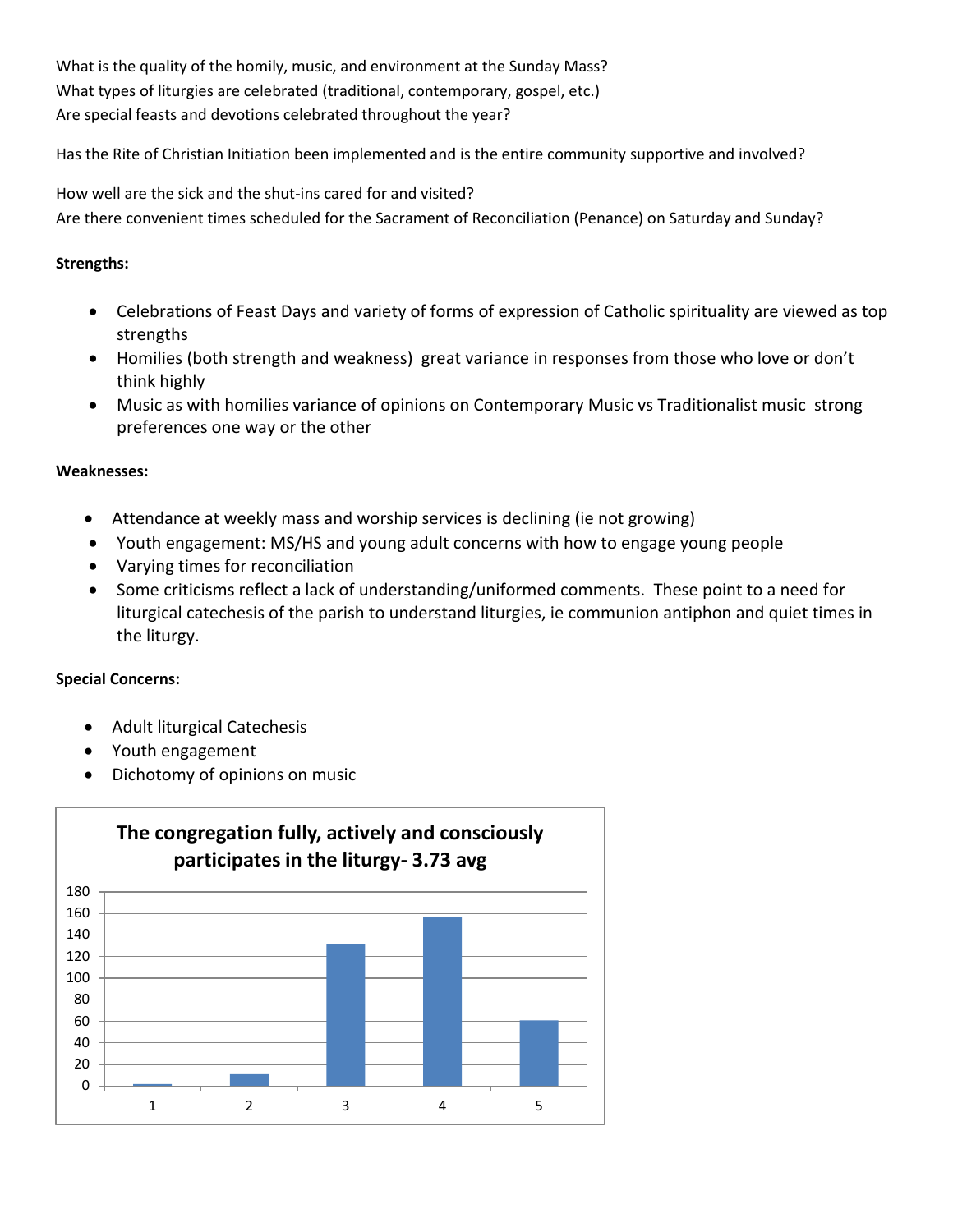What is the quality of the homily, music, and environment at the Sunday Mass?
What types of liturgies are celebrated (traditional, contemporary, gospel, etc.)
Are special feasts and devotions celebrated throughout the year?

Has the Rite of Christian Initiation been implemented and is the entire community supportive and involved?

How well are the sick and the shut-ins cared for and visited?
Are there convenient times scheduled for the Sacrament of Reconciliation (Penance) on Saturday and Sunday?

**Strengths:**

- Celebrations of Feast Days and variety of forms of expression of Catholic spirituality are viewed as top strengths
- Homilies (both strength and weakness) great variance in responses from those who love or don't think highly
- Music as with homilies variance of opinions on Contemporary Music vs Traditionalist music strong preferences one way or the other

**Weaknesses:**

- Attendance at weekly mass and worship services is declining (ie not growing)
- Youth engagement: MS/HS and young adult concerns with how to engage young people
- Varying times for reconciliation
- Some criticisms reflect a lack of understanding/uniformed comments. These point to a need for liturgical catechesis of the parish to understand liturgies, ie communion antiphon and quiet times in the liturgy.

**Special Concerns:**

- Adult liturgical Catechesis
- Youth engagement
- Dichotomy of opinions on music

**The congregation fully, actively and consciously participates in the liturgy- 3.73 avg**

| Rating | Responses (approx.) |
|---|---|
| 1 | 2 |
| 2 | 11 |
| 3 | 132 |
| 4 | 157 |
| 5 | 61 |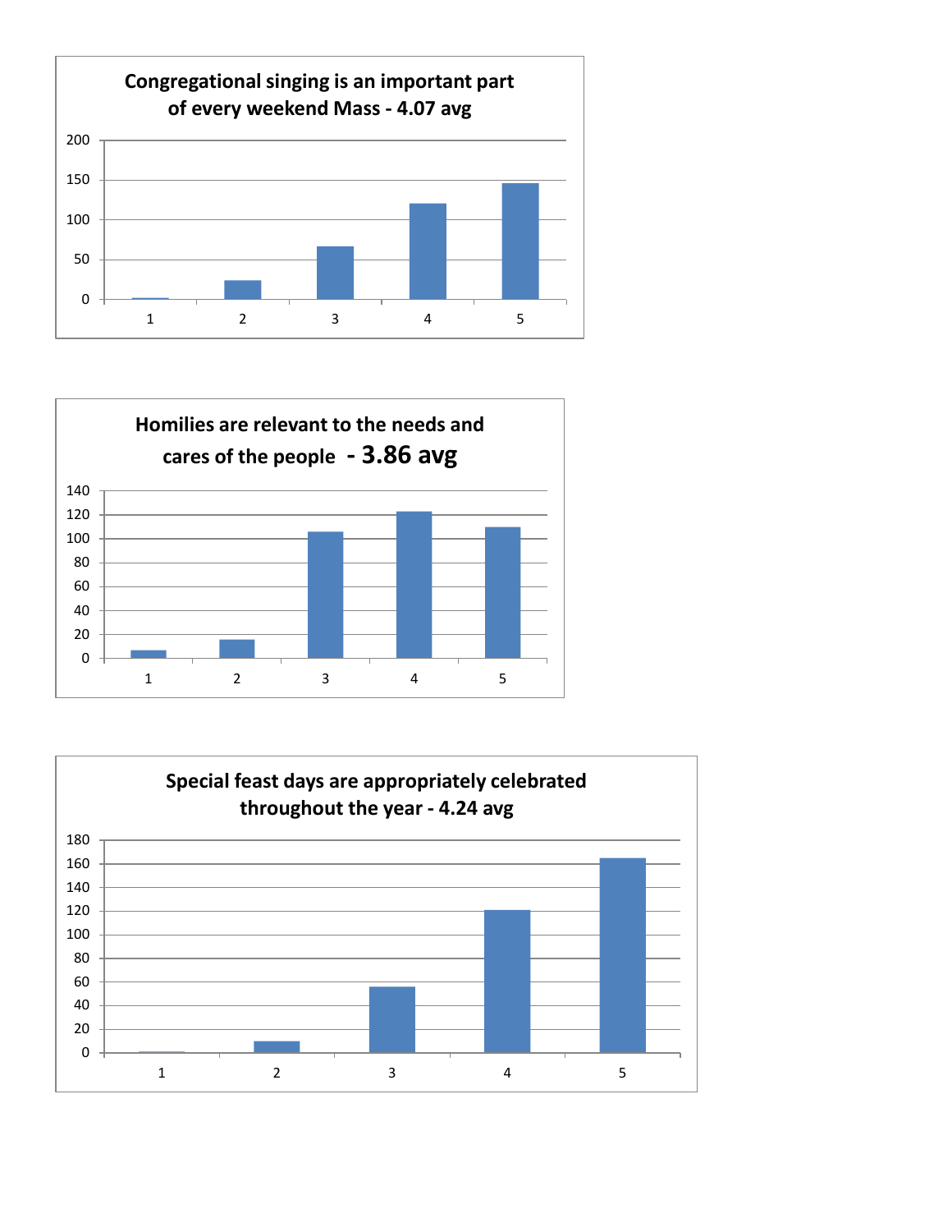**Congregational singing is an important part of every weekend Mass - 4.07 avg**

**Homilies are relevant to the needs and cares of the people - 3.86 avg**

**Special feast days are appropriately celebrated throughout the year - 4.24 avg**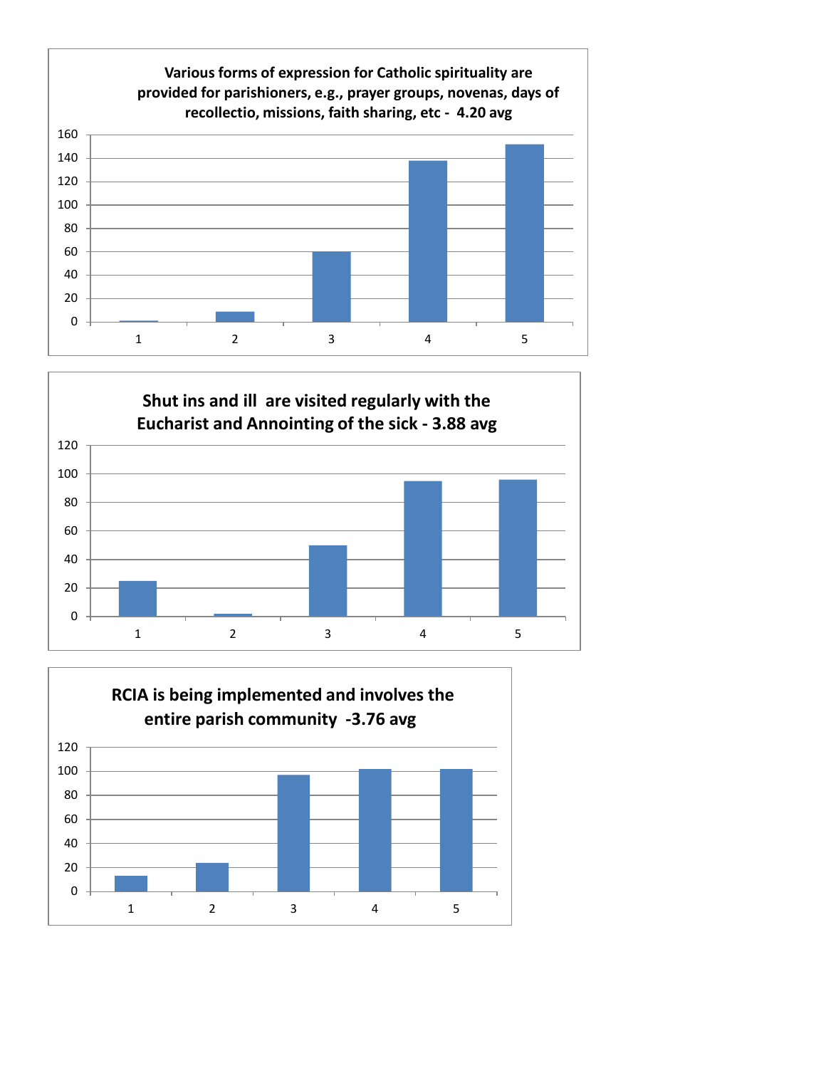**Various forms of expression for Catholic spirituality are provided for parishioners, e.g., prayer groups, novenas, days of recollectio, missions, faith sharing, etc - 4.20 avg**

| Rating | Count |
|---|---|
| 1 | 1 |
| 2 | 9 |
| 3 | 60 |
| 4 | 138 |
| 5 | 152 |

**Shut ins and ill are visited regularly with the Eucharist and Annointing of the sick - 3.88 avg**

| Rating | Count |
|---|---|
| 1 | 25 |
| 2 | 2 |
| 3 | 50 |
| 4 | 95 |
| 5 | 96 |

**RCIA is being implemented and involves the entire parish community -3.76 avg**

| Rating | Count |
|---|---|
| 1 | 13 |
| 2 | 24 |
| 3 | 97 |
| 4 | 102 |
| 5 | 102 |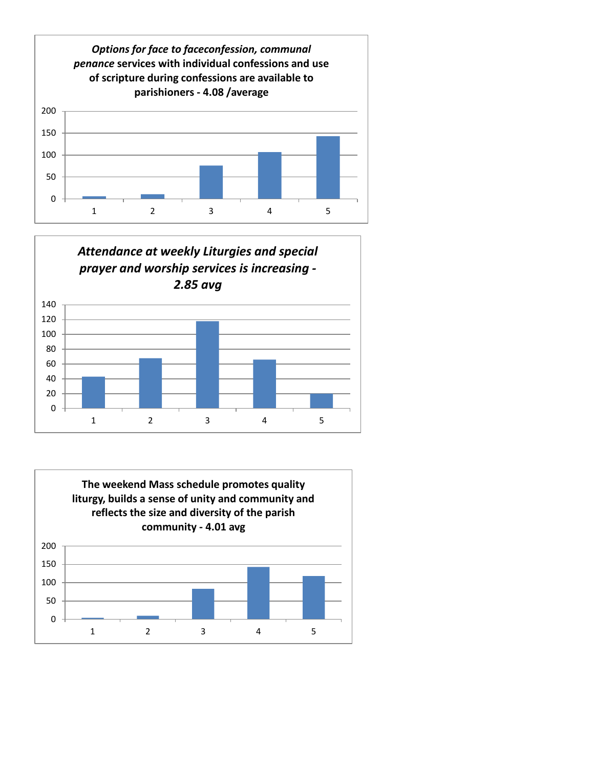***Options for face to faceconfession, communal penance* services with individual confessions and use of scripture during confessions are available to parishioners - 4.08 /average**

| Rating | Responses (approx.) |
|---|---|
| 1 | 5 |
| 2 | 10 |
| 3 | 75 |
| 4 | 106 |
| 5 | 142 |

***Attendance at weekly Liturgies and special prayer and worship services is increasing - 2.85 avg***

| Rating | Responses (approx.) |
|---|---|
| 1 | 43 |
| 2 | 68 |
| 3 | 118 |
| 4 | 66 |
| 5 | 20 |

**The weekend Mass schedule promotes quality liturgy, builds a sense of unity and community and reflects the size and diversity of the parish community - 4.01 avg**

| Rating | Responses (approx.) |
|---|---|
| 1 | 3 |
| 2 | 9 |
| 3 | 83 |
| 4 | 142 |
| 5 | 118 |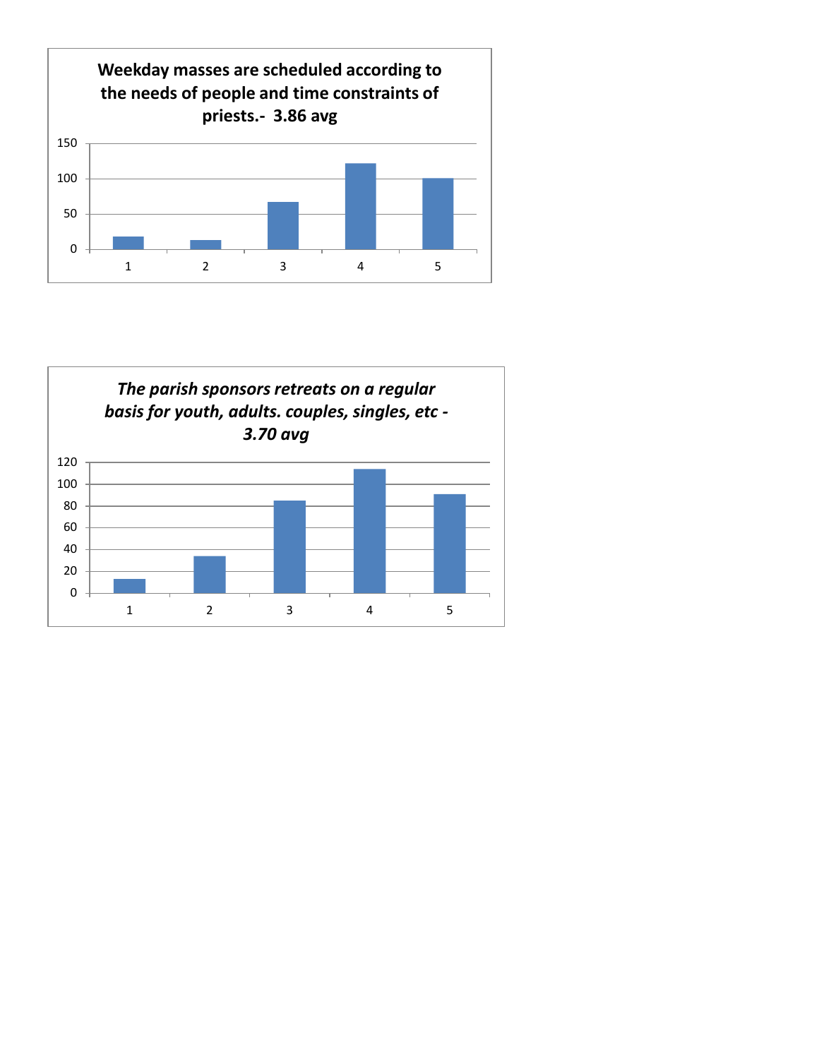**Weekday masses are scheduled according to the needs of people and time constraints of priests.- 3.86 avg**

150

100

50

0

1 2 3 4 5

*The parish sponsors retreats on a regular basis for youth, adults. couples, singles, etc - 3.70 avg*

120

100

80

60

40

20

0

1 2 3 4 5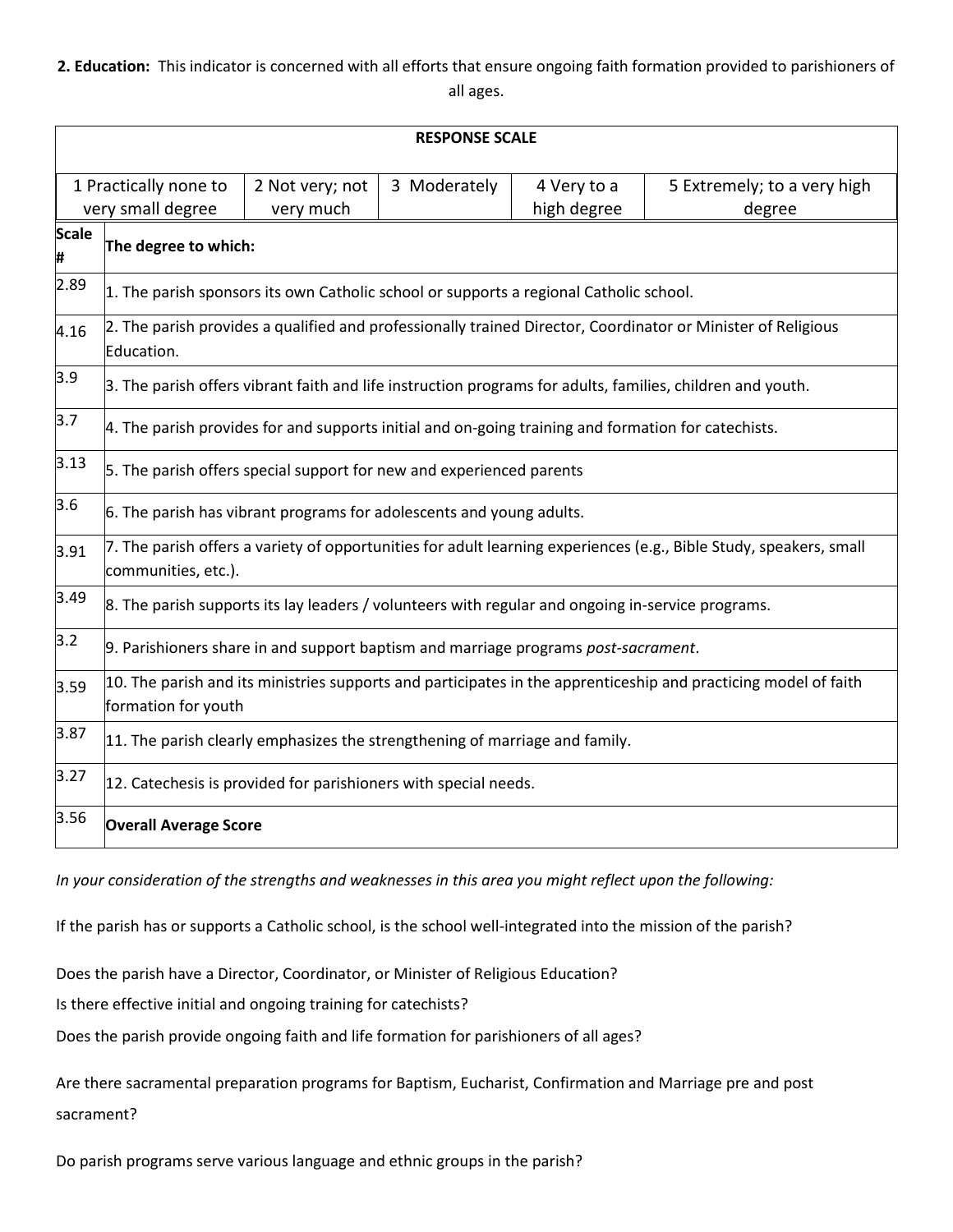**2. Education:** This indicator is concerned with all efforts that ensure ongoing faith formation provided to parishioners of all ages.

| RESPONSE SCALE | | | | |
|---|---|---|---|---|
| 1 Practically none to very small degree | 2 Not very; not very much | 3 Moderately | 4 Very to a high degree | 5 Extremely; to a very high degree |

| Scale # | The degree to which: |
|---|---|
| 2.89 | 1. The parish sponsors its own Catholic school or supports a regional Catholic school. |
| 4.16 | 2. The parish provides a qualified and professionally trained Director, Coordinator or Minister of Religious Education. |
| 3.9 | 3. The parish offers vibrant faith and life instruction programs for adults, families, children and youth. |
| 3.7 | 4. The parish provides for and supports initial and on-going training and formation for catechists. |
| 3.13 | 5. The parish offers special support for new and experienced parents |
| 3.6 | 6. The parish has vibrant programs for adolescents and young adults. |
| 3.91 | 7. The parish offers a variety of opportunities for adult learning experiences (e.g., Bible Study, speakers, small communities, etc.). |
| 3.49 | 8. The parish supports its lay leaders / volunteers with regular and ongoing in-service programs. |
| 3.2 | 9. Parishioners share in and support baptism and marriage programs *post-sacrament*. |
| 3.59 | 10. The parish and its ministries supports and participates in the apprenticeship and practicing model of faith formation for youth |
| 3.87 | 11. The parish clearly emphasizes the strengthening of marriage and family. |
| 3.27 | 12. Catechesis is provided for parishioners with special needs. |
| 3.56 | **Overall Average Score** |

*In your consideration of the strengths and weaknesses in this area you might reflect upon the following:*

If the parish has or supports a Catholic school, is the school well-integrated into the mission of the parish?

Does the parish have a Director, Coordinator, or Minister of Religious Education?

Is there effective initial and ongoing training for catechists?

Does the parish provide ongoing faith and life formation for parishioners of all ages?

Are there sacramental preparation programs for Baptism, Eucharist, Confirmation and Marriage pre and post sacrament?

Do parish programs serve various language and ethnic groups in the parish?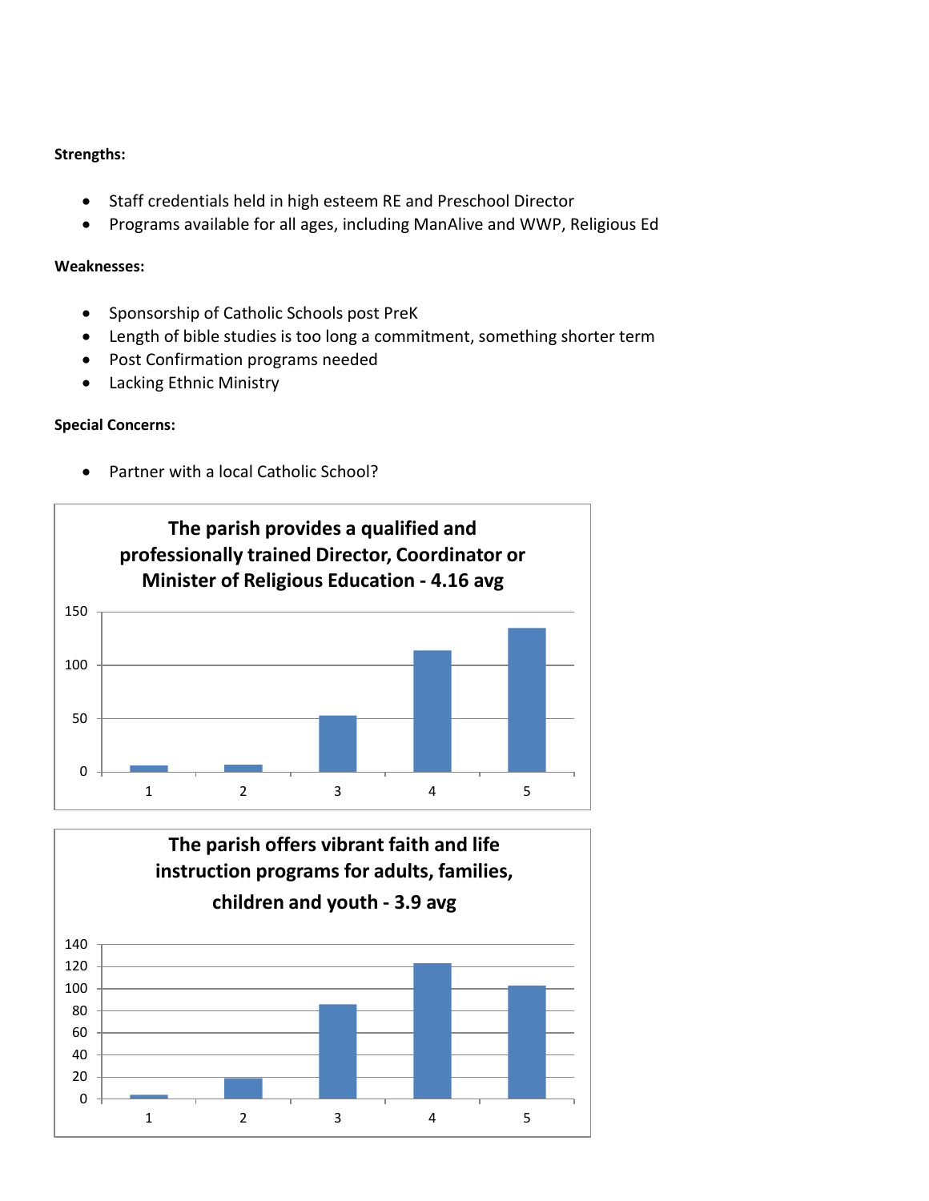**Strengths:**

- Staff credentials held in high esteem RE and Preschool Director
- Programs available for all ages, including ManAlive and WWP, Religious Ed

**Weaknesses:**

- Sponsorship of Catholic Schools post PreK
- Length of bible studies is too long a commitment, something shorter term
- Post Confirmation programs needed
- Lacking Ethnic Ministry

**Special Concerns:**

- Partner with a local Catholic School?

**The parish provides a qualified and professionally trained Director, Coordinator or Minister of Religious Education - 4.16 avg**

**The parish offers vibrant faith and life instruction programs for adults, families, children and youth - 3.9 avg**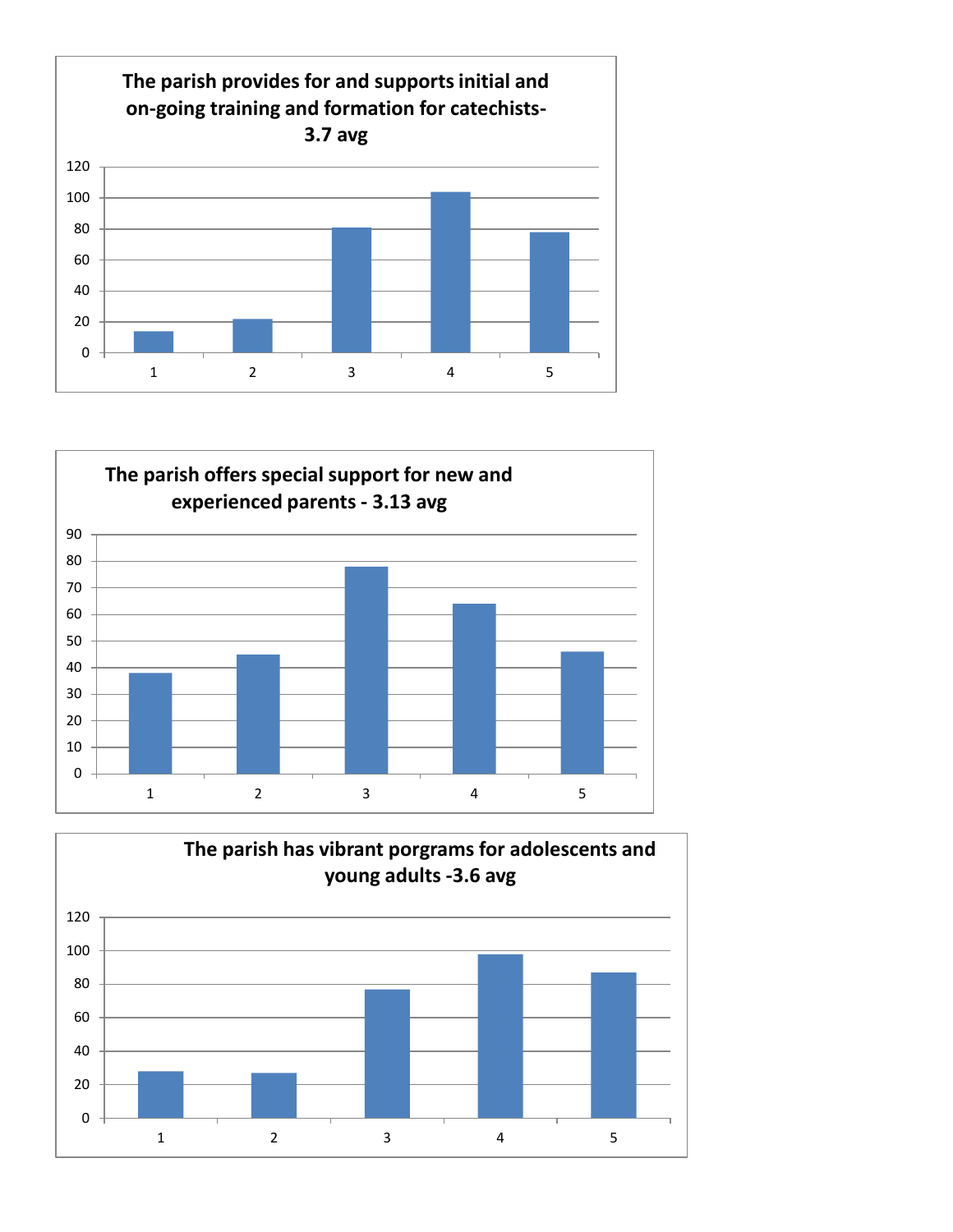**The parish provides for and supports initial and on-going training and formation for catechists- 3.7 avg**

| Rating | Count |
|---|---|
| 1 | 14 |
| 2 | 22 |
| 3 | 81 |
| 4 | 104 |
| 5 | 78 |

**The parish offers special support for new and experienced parents - 3.13 avg**

| Rating | Count |
|---|---|
| 1 | 38 |
| 2 | 45 |
| 3 | 78 |
| 4 | 64 |
| 5 | 46 |

**The parish has vibrant porgrams for adolescents and young adults -3.6 avg**

| Rating | Count |
|---|---|
| 1 | 28 |
| 2 | 27 |
| 3 | 77 |
| 4 | 98 |
| 5 | 87 |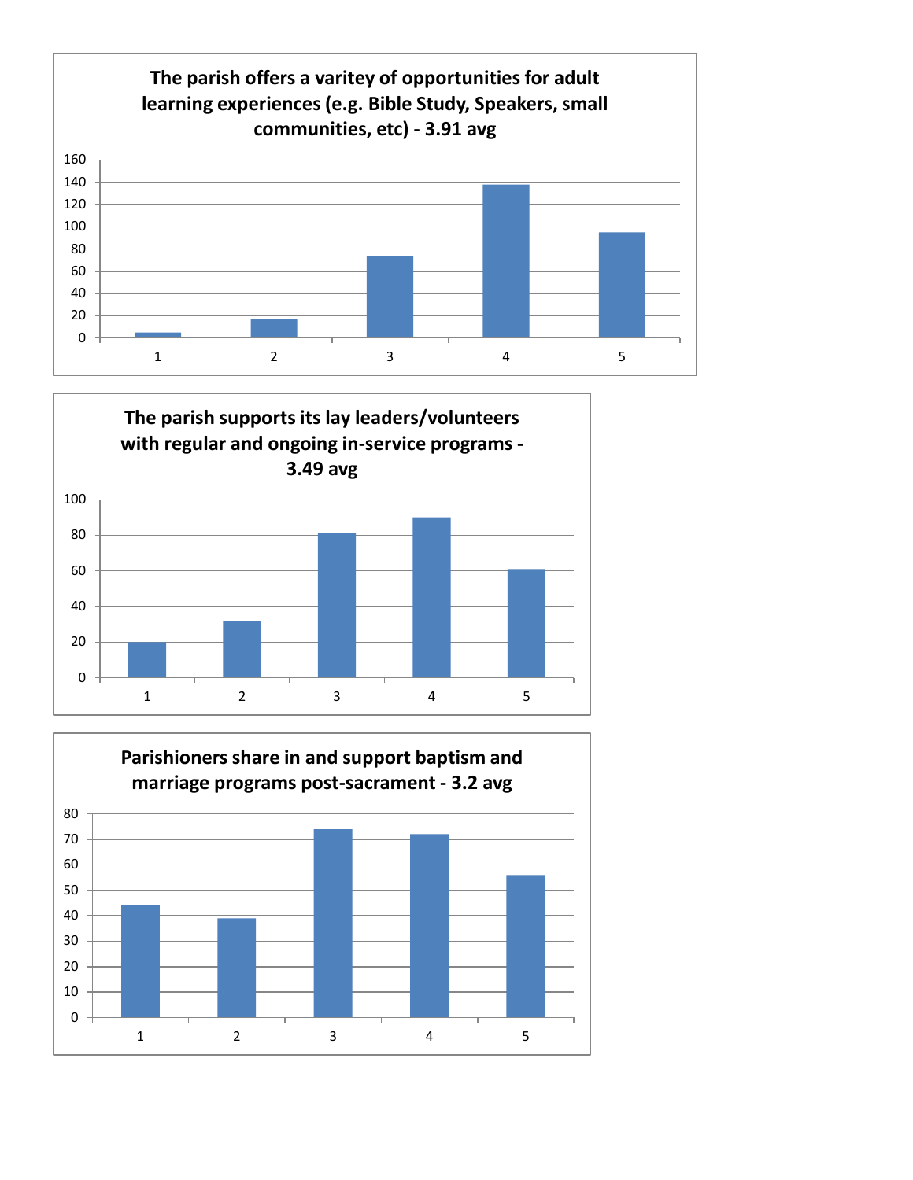**The parish offers a varitey of opportunities for adult learning experiences (e.g. Bible Study, Speakers, small communities, etc) - 3.91 avg**

| Rating | Count |
|---|---|
| 1 | 4 |
| 2 | 17 |
| 3 | 74 |
| 4 | 138 |
| 5 | 95 |

**The parish supports its lay leaders/volunteers with regular and ongoing in-service programs - 3.49 avg**

| Rating | Count |
|---|---|
| 1 | 20 |
| 2 | 32 |
| 3 | 81 |
| 4 | 90 |
| 5 | 61 |

**Parishioners share in and support baptism and marriage programs post-sacrament - 3.2 avg**

| Rating | Count |
|---|---|
| 1 | 44 |
| 2 | 39 |
| 3 | 74 |
| 4 | 72 |
| 5 | 56 |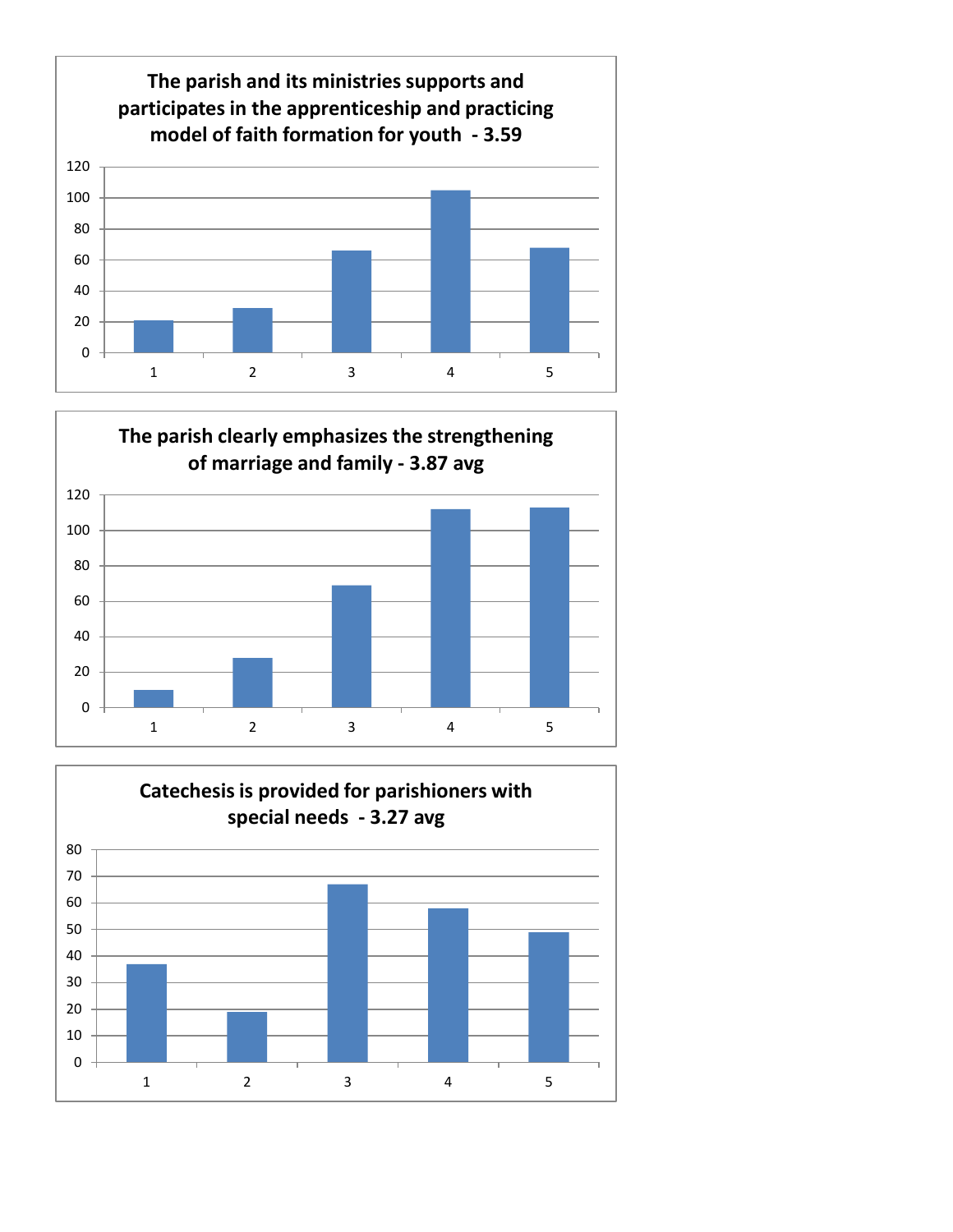### The parish and its ministries supports and participates in the apprenticeship and practicing model of faith formation for youth - 3.59

| Rating | Responses (approx.) |
|---|---|
| 1 | 21 |
| 2 | 29 |
| 3 | 66 |
| 4 | 105 |
| 5 | 68 |

### The parish clearly emphasizes the strengthening of marriage and family - 3.87 avg

| Rating | Responses (approx.) |
|---|---|
| 1 | 10 |
| 2 | 28 |
| 3 | 69 |
| 4 | 112 |
| 5 | 113 |

### Catechesis is provided for parishioners with special needs - 3.27 avg

| Rating | Responses (approx.) |
|---|---|
| 1 | 37 |
| 2 | 19 |
| 3 | 67 |
| 4 | 58 |
| 5 | 49 |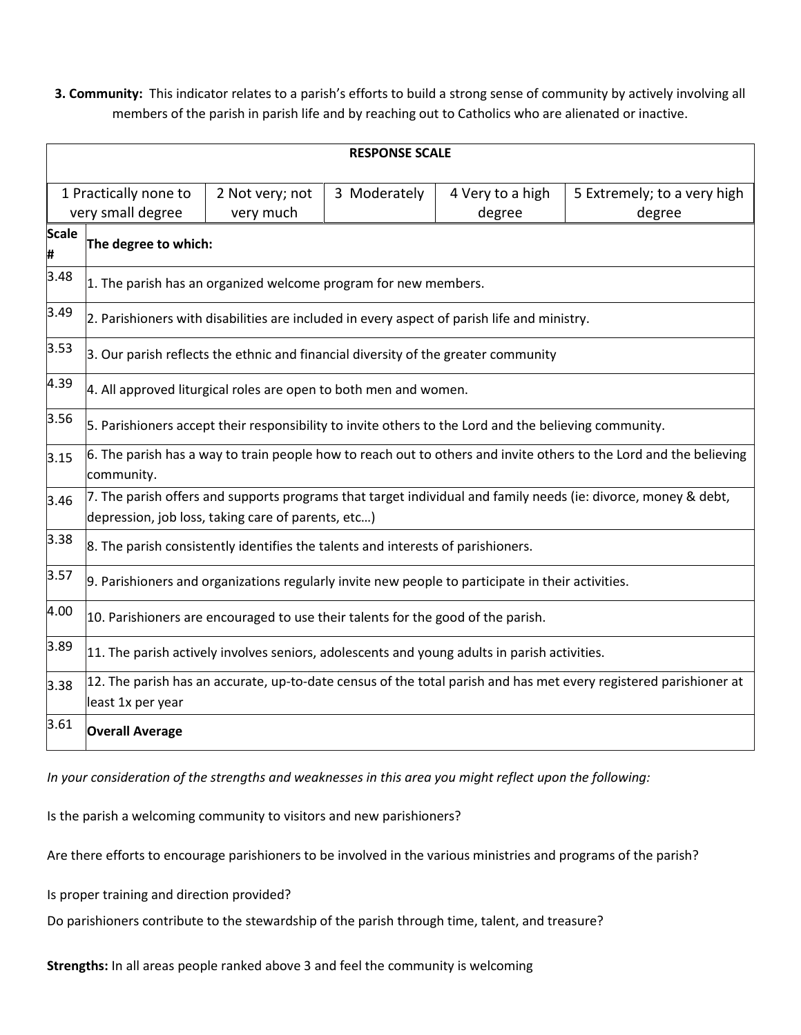**3. Community:** This indicator relates to a parish's efforts to build a strong sense of community by actively involving all members of the parish in parish life and by reaching out to Catholics who are alienated or inactive.

| RESPONSE SCALE | | | | |
|---|---|---|---|---|
| 1 Practically none to very small degree | 2 Not very; not very much | 3 Moderately | 4 Very to a high degree | 5 Extremely; to a very high degree |

| Scale # | The degree to which: |
|---|---|
| 3.48 | 1. The parish has an organized welcome program for new members. |
| 3.49 | 2. Parishioners with disabilities are included in every aspect of parish life and ministry. |
| 3.53 | 3. Our parish reflects the ethnic and financial diversity of the greater community |
| 4.39 | 4. All approved liturgical roles are open to both men and women. |
| 3.56 | 5. Parishioners accept their responsibility to invite others to the Lord and the believing community. |
| 3.15 | 6. The parish has a way to train people how to reach out to others and invite others to the Lord and the believing community. |
| 3.46 | 7. The parish offers and supports programs that target individual and family needs (ie: divorce, money & debt, depression, job loss, taking care of parents, etc…) |
| 3.38 | 8. The parish consistently identifies the talents and interests of parishioners. |
| 3.57 | 9. Parishioners and organizations regularly invite new people to participate in their activities. |
| 4.00 | 10. Parishioners are encouraged to use their talents for the good of the parish. |
| 3.89 | 11. The parish actively involves seniors, adolescents and young adults in parish activities. |
| 3.38 | 12. The parish has an accurate, up-to-date census of the total parish and has met every registered parishioner at least 1x per year |
| 3.61 | **Overall Average** |

*In your consideration of the strengths and weaknesses in this area you might reflect upon the following:*

Is the parish a welcoming community to visitors and new parishioners?

Are there efforts to encourage parishioners to be involved in the various ministries and programs of the parish?

Is proper training and direction provided?

Do parishioners contribute to the stewardship of the parish through time, talent, and treasure?

**Strengths:** In all areas people ranked above 3 and feel the community is welcoming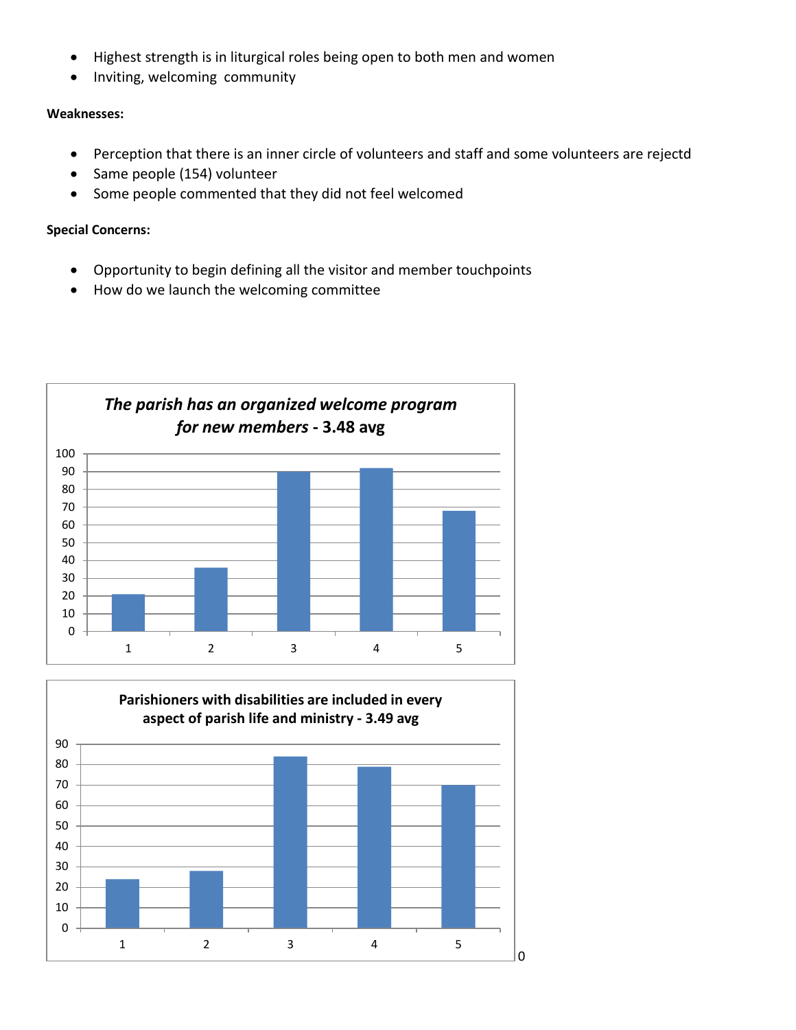- Highest strength is in liturgical roles being open to both men and women
- Inviting, welcoming  community

**Weaknesses:**

- Perception that there is an inner circle of volunteers and staff and some volunteers are rejectd
- Same people (154) volunteer
- Some people commented that they did not feel welcomed

**Special Concerns:**

- Opportunity to begin defining all the visitor and member touchpoints
- How do we launch the welcoming committee

***The parish has an organized welcome program for new members*** **- 3.48 avg**

| Rating | Responses |
|---|---|
| 1 | 21 |
| 2 | 36 |
| 3 | 90 |
| 4 | 92 |
| 5 | 68 |

**Parishioners with disabilities are included in every aspect of parish life and ministry - 3.49 avg**

| Rating | Responses |
|---|---|
| 1 | 24 |
| 2 | 28 |
| 3 | 84 |
| 4 | 79 |
| 5 | 70 |

0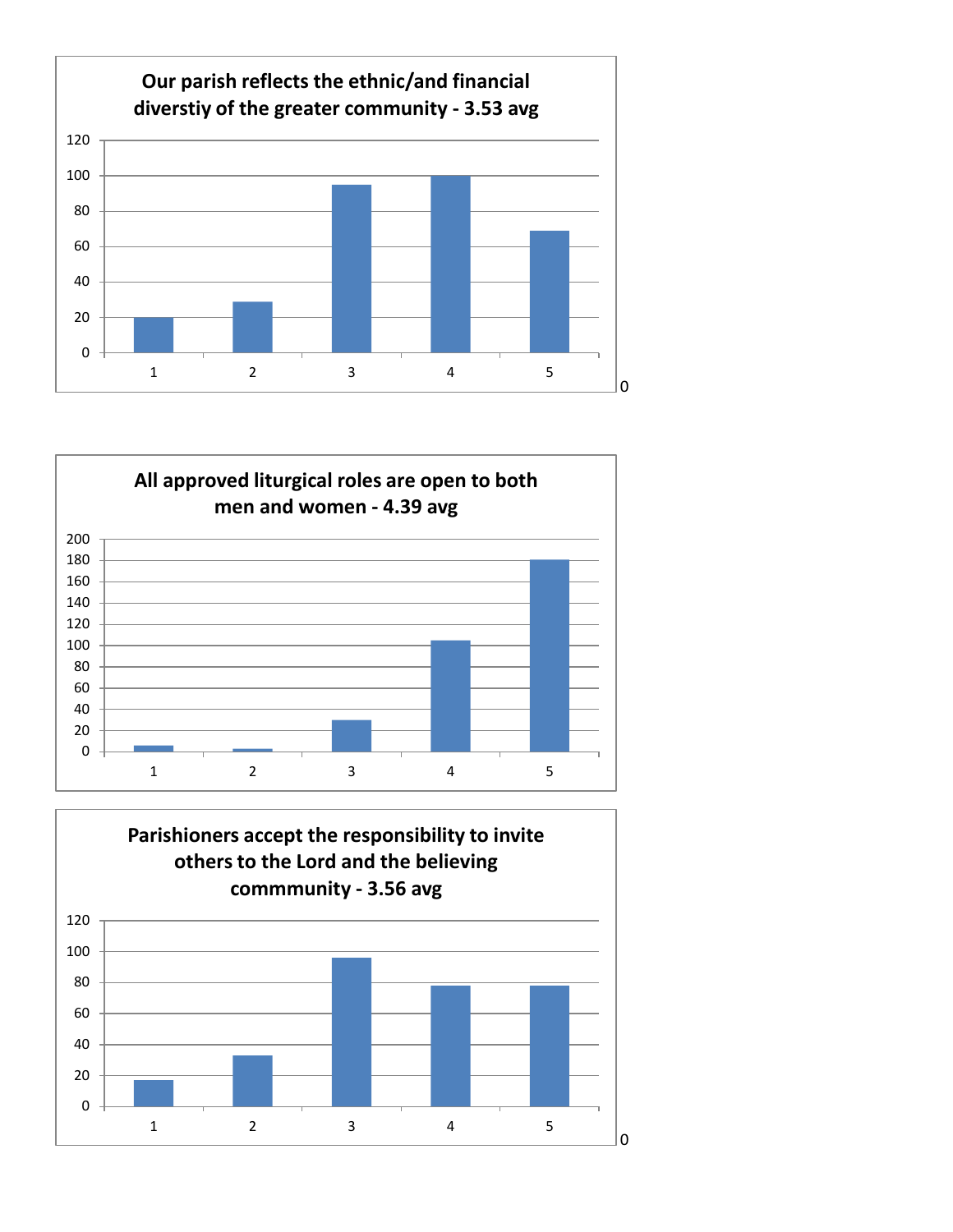**Our parish reflects the ethnic/and financial diverstiy of the greater community - 3.53 avg**

| Response | Count |
|---|---|
| 1 | 20 |
| 2 | 29 |
| 3 | 95 |
| 4 | 100 |
| 5 | 69 |

0

**All approved liturgical roles are open to both men and women - 4.39 avg**

| Response | Count |
|---|---|
| 1 | 6 |
| 2 | 3 |
| 3 | 30 |
| 4 | 105 |
| 5 | 181 |

**Parishioners accept the responsibility to invite others to the Lord and the believing commmunity - 3.56 avg**

| Response | Count |
|---|---|
| 1 | 17 |
| 2 | 33 |
| 3 | 96 |
| 4 | 78 |
| 5 | 78 |

0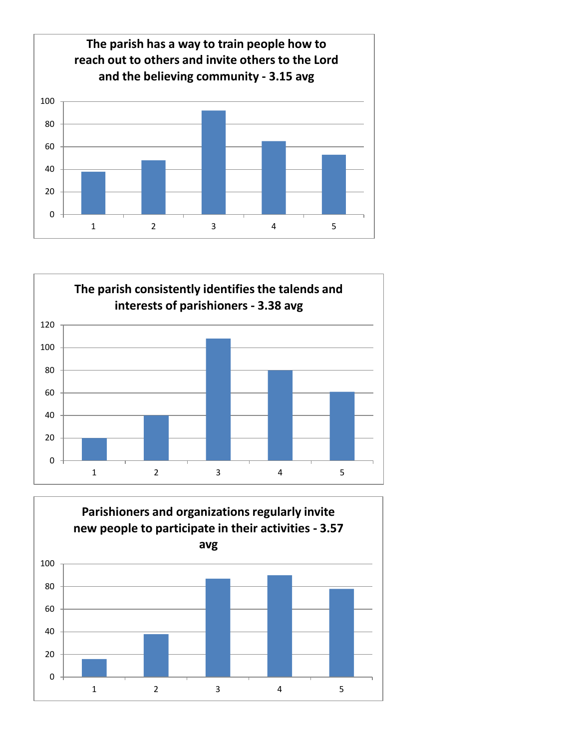**The parish has a way to train people how to reach out to others and invite others to the Lord and the believing community - 3.15 avg**

| Rating | Count |
|---|---|
| 1 | 38 |
| 2 | 48 |
| 3 | 92 |
| 4 | 65 |
| 5 | 53 |

**The parish consistently identifies the talends and interests of parishioners - 3.38 avg**

| Rating | Count |
|---|---|
| 1 | 20 |
| 2 | 40 |
| 3 | 108 |
| 4 | 80 |
| 5 | 61 |

**Parishioners and organizations regularly invite new people to participate in their activities - 3.57 avg**

| Rating | Count |
|---|---|
| 1 | 16 |
| 2 | 38 |
| 3 | 87 |
| 4 | 90 |
| 5 | 78 |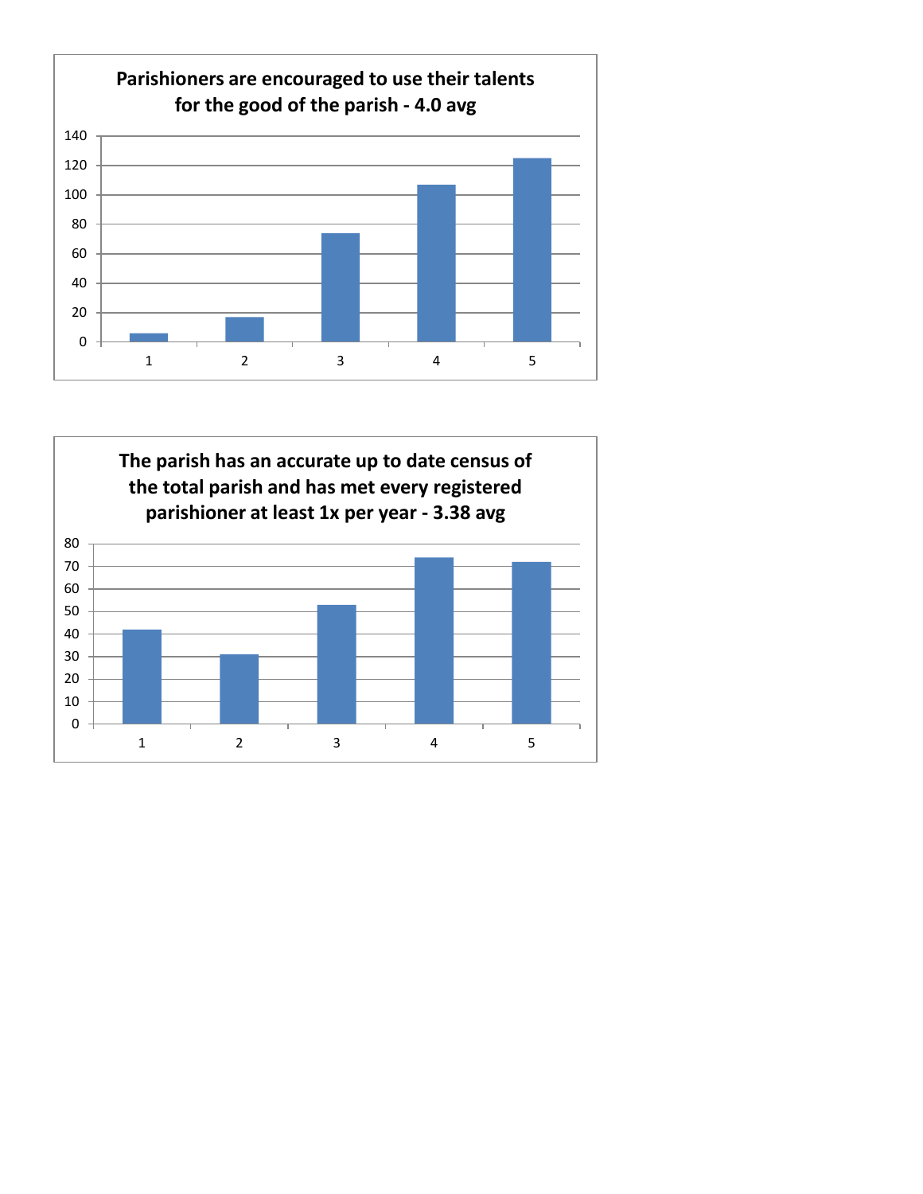**Parishioners are encouraged to use their talents for the good of the parish - 4.0 avg**

| Rating | Count |
|---|---|
| 1 | 6 |
| 2 | 17 |
| 3 | 74 |
| 4 | 107 |
| 5 | 125 |

**The parish has an accurate up to date census of the total parish and has met every registered parishioner at least 1x per year - 3.38 avg**

| Rating | Count |
|---|---|
| 1 | 42 |
| 2 | 31 |
| 3 | 53 |
| 4 | 74 |
| 5 | 72 |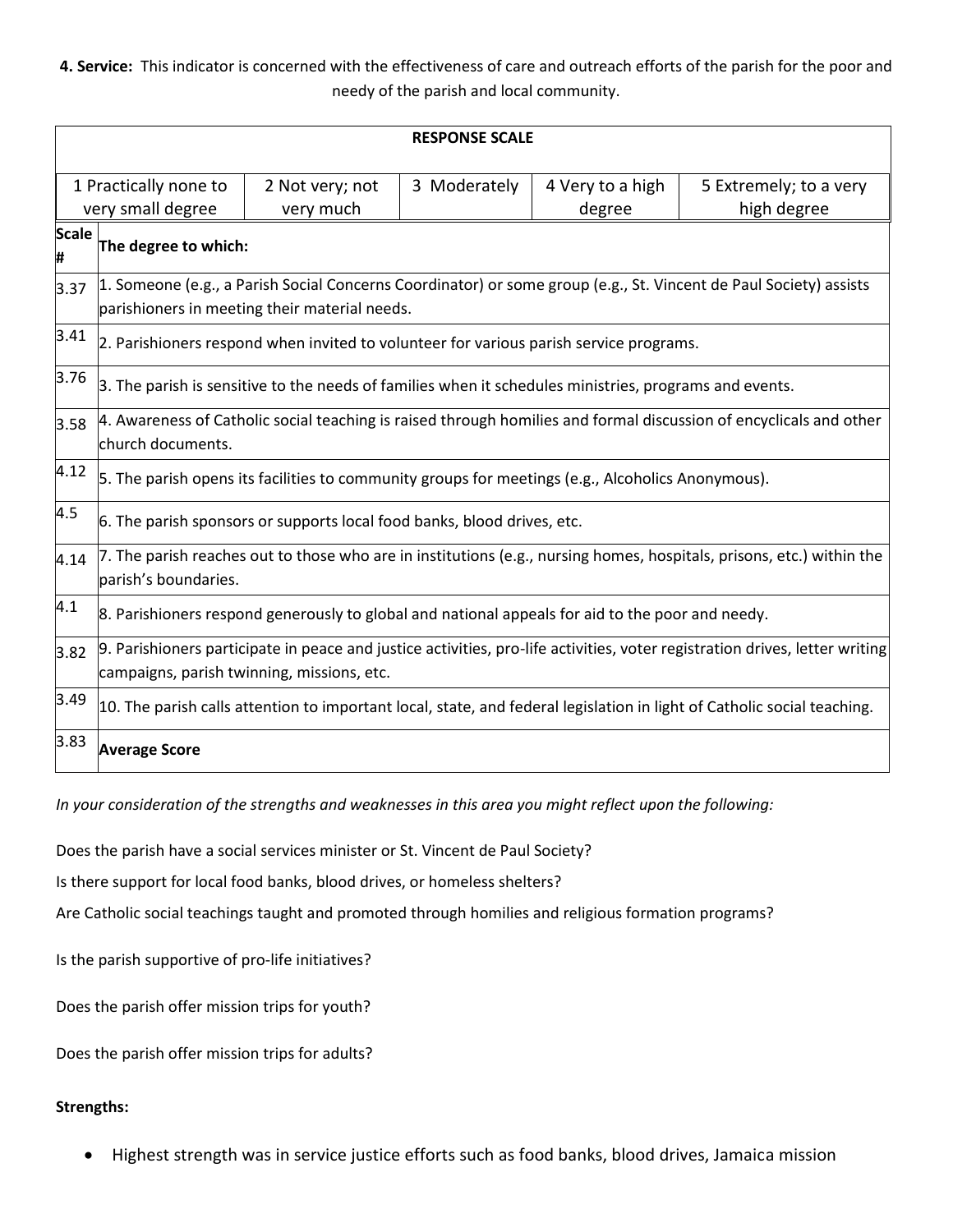**4. Service:** This indicator is concerned with the effectiveness of care and outreach efforts of the parish for the poor and needy of the parish and local community.

| RESPONSE SCALE | | | | |
|---|---|---|---|---|
| 1 Practically none to very small degree | 2 Not very; not very much | 3 Moderately | 4 Very to a high degree | 5 Extremely; to a very high degree |

| Scale # | The degree to which: |
|---|---|
| 3.37 | 1. Someone (e.g., a Parish Social Concerns Coordinator) or some group (e.g., St. Vincent de Paul Society) assists parishioners in meeting their material needs. |
| 3.41 | 2. Parishioners respond when invited to volunteer for various parish service programs. |
| 3.76 | 3. The parish is sensitive to the needs of families when it schedules ministries, programs and events. |
| 3.58 | 4. Awareness of Catholic social teaching is raised through homilies and formal discussion of encyclicals and other church documents. |
| 4.12 | 5. The parish opens its facilities to community groups for meetings (e.g., Alcoholics Anonymous). |
| 4.5 | 6. The parish sponsors or supports local food banks, blood drives, etc. |
| 4.14 | 7. The parish reaches out to those who are in institutions (e.g., nursing homes, hospitals, prisons, etc.) within the parish's boundaries. |
| 4.1 | 8. Parishioners respond generously to global and national appeals for aid to the poor and needy. |
| 3.82 | 9. Parishioners participate in peace and justice activities, pro-life activities, voter registration drives, letter writing campaigns, parish twinning, missions, etc. |
| 3.49 | 10. The parish calls attention to important local, state, and federal legislation in light of Catholic social teaching. |
| 3.83 | **Average Score** |

*In your consideration of the strengths and weaknesses in this area you might reflect upon the following:*

Does the parish have a social services minister or St. Vincent de Paul Society?

Is there support for local food banks, blood drives, or homeless shelters?

Are Catholic social teachings taught and promoted through homilies and religious formation programs?

Is the parish supportive of pro-life initiatives?

Does the parish offer mission trips for youth?

Does the parish offer mission trips for adults?

**Strengths:**

- Highest strength was in service justice efforts such as food banks, blood drives, Jamaica mission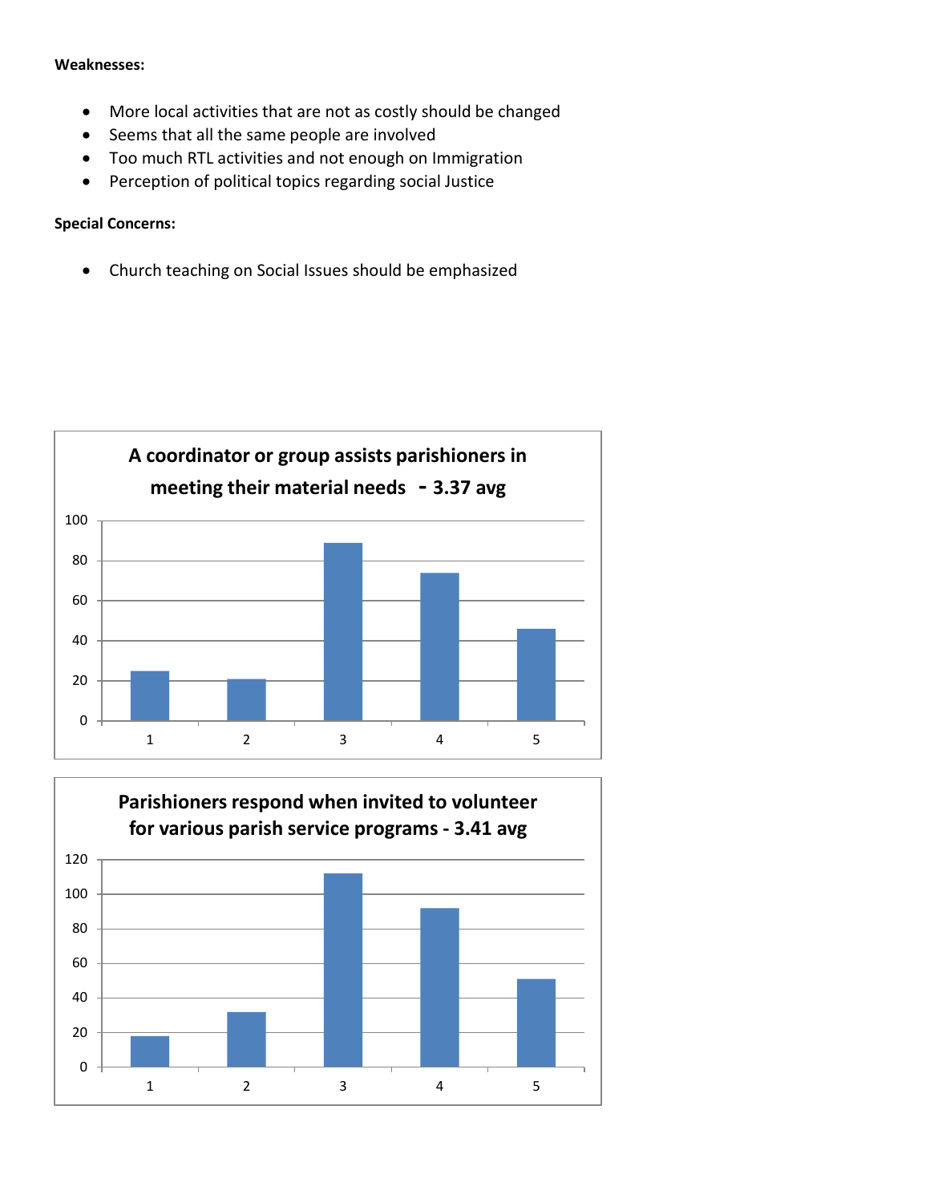**Weaknesses:**

- More local activities that are not as costly should be changed
- Seems that all the same people are involved
- Too much RTL activities and not enough on Immigration
- Perception of political topics regarding social Justice

**Special Concerns:**

- Church teaching on Social Issues should be emphasized

**A coordinator or group assists parishioners in meeting their material needs - 3.37 avg**

| Rating | Responses (approx.) |
|---|---|
| 1 | 25 |
| 2 | 21 |
| 3 | 89 |
| 4 | 74 |
| 5 | 46 |

**Parishioners respond when invited to volunteer for various parish service programs - 3.41 avg**

| Rating | Responses (approx.) |
|---|---|
| 1 | 18 |
| 2 | 32 |
| 3 | 112 |
| 4 | 92 |
| 5 | 51 |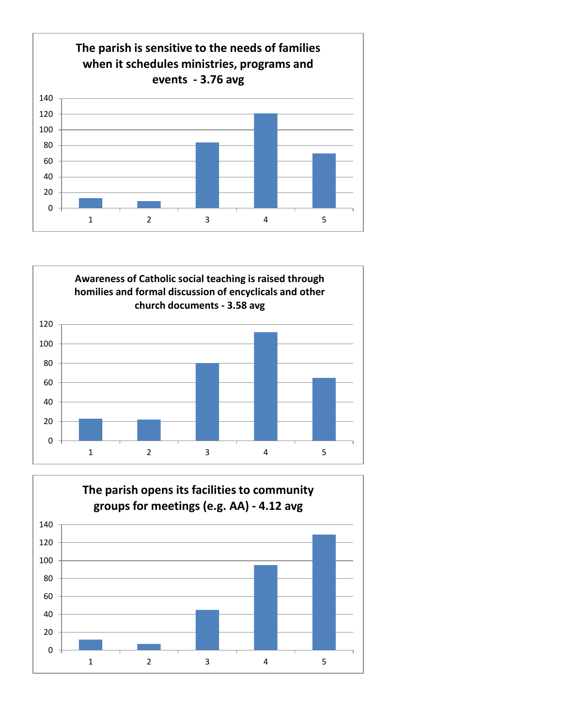**The parish is sensitive to the needs of families when it schedules ministries, programs and events - 3.76 avg**

| Rating | Count (approx.) |
|---|---|
| 1 | 13 |
| 2 | 9 |
| 3 | 84 |
| 4 | 121 |
| 5 | 70 |

**Awareness of Catholic social teaching is raised through homilies and formal discussion of encyclicals and other church documents - 3.58 avg**

| Rating | Count (approx.) |
|---|---|
| 1 | 23 |
| 2 | 22 |
| 3 | 80 |
| 4 | 112 |
| 5 | 65 |

**The parish opens its facilities to community groups for meetings (e.g. AA) - 4.12 avg**

| Rating | Count (approx.) |
|---|---|
| 1 | 12 |
| 2 | 7 |
| 3 | 45 |
| 4 | 95 |
| 5 | 129 |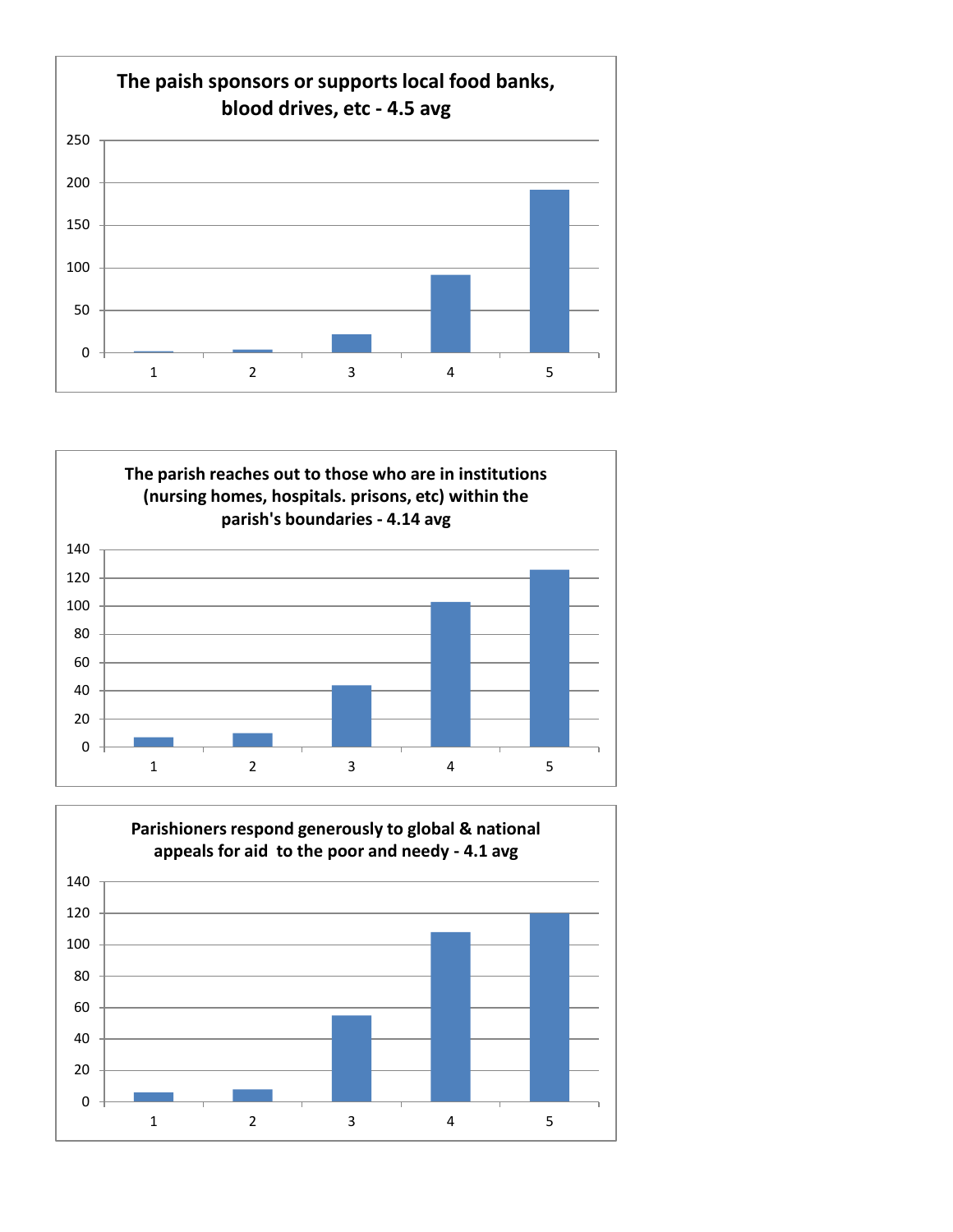**The paish sponsors or supports local food banks, blood drives, etc - 4.5 avg**

**The parish reaches out to those who are in institutions (nursing homes, hospitals. prisons, etc) within the parish's boundaries - 4.14 avg**

**Parishioners respond generously to global & national appeals for aid to the poor and needy - 4.1 avg**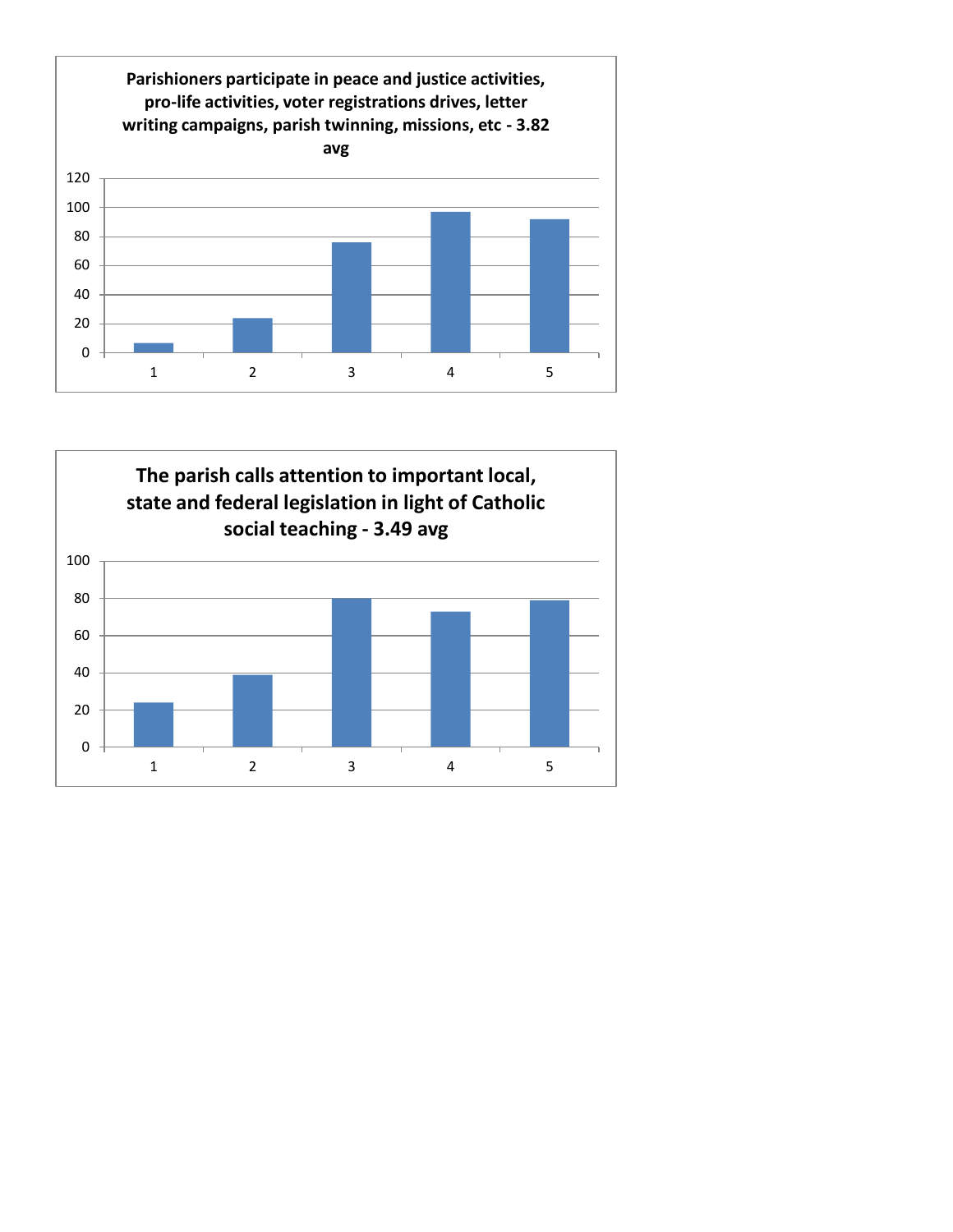**Parishioners participate in peace and justice activities, pro-life activities, voter registrations drives, letter writing campaigns, parish twinning, missions, etc - 3.82 avg**

| Rating | Responses (approx.) |
|---|---|
| 1 | 7 |
| 2 | 24 |
| 3 | 76 |
| 4 | 97 |
| 5 | 92 |

**The parish calls attention to important local, state and federal legislation in light of Catholic social teaching - 3.49 avg**

| Rating | Responses (approx.) |
|---|---|
| 1 | 24 |
| 2 | 39 |
| 3 | 80 |
| 4 | 73 |
| 5 | 79 |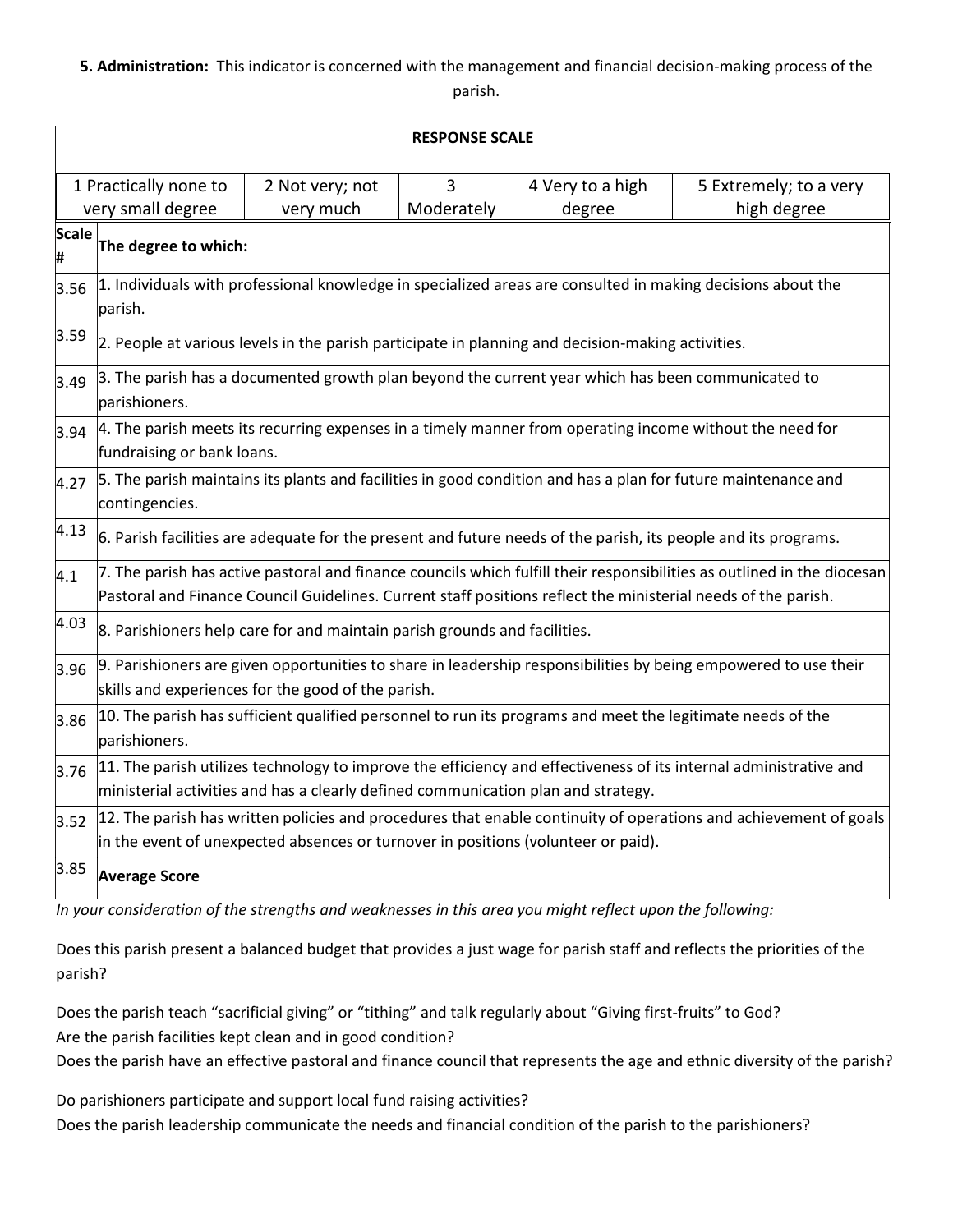**5. Administration:** This indicator is concerned with the management and financial decision-making process of the parish.

| RESPONSE SCALE | | | | |
|---|---|---|---|---|
| 1 Practically none to very small degree | 2 Not very; not very much | 3 Moderately | 4 Very to a high degree | 5 Extremely; to a very high degree |

| Scale # | The degree to which: |
|---|---|
| 3.56 | 1. Individuals with professional knowledge in specialized areas are consulted in making decisions about the parish. |
| 3.59 | 2. People at various levels in the parish participate in planning and decision-making activities. |
| 3.49 | 3. The parish has a documented growth plan beyond the current year which has been communicated to parishioners. |
| 3.94 | 4. The parish meets its recurring expenses in a timely manner from operating income without the need for fundraising or bank loans. |
| 4.27 | 5. The parish maintains its plants and facilities in good condition and has a plan for future maintenance and contingencies. |
| 4.13 | 6. Parish facilities are adequate for the present and future needs of the parish, its people and its programs. |
| 4.1 | 7. The parish has active pastoral and finance councils which fulfill their responsibilities as outlined in the diocesan Pastoral and Finance Council Guidelines. Current staff positions reflect the ministerial needs of the parish. |
| 4.03 | 8. Parishioners help care for and maintain parish grounds and facilities. |
| 3.96 | 9. Parishioners are given opportunities to share in leadership responsibilities by being empowered to use their skills and experiences for the good of the parish. |
| 3.86 | 10. The parish has sufficient qualified personnel to run its programs and meet the legitimate needs of the parishioners. |
| 3.76 | 11. The parish utilizes technology to improve the efficiency and effectiveness of its internal administrative and ministerial activities and has a clearly defined communication plan and strategy. |
| 3.52 | 12. The parish has written policies and procedures that enable continuity of operations and achievement of goals in the event of unexpected absences or turnover in positions (volunteer or paid). |
| 3.85 | **Average Score** |

*In your consideration of the strengths and weaknesses in this area you might reflect upon the following:*

Does this parish present a balanced budget that provides a just wage for parish staff and reflects the priorities of the parish?

Does the parish teach "sacrificial giving" or "tithing" and talk regularly about "Giving first-fruits" to God?
Are the parish facilities kept clean and in good condition?
Does the parish have an effective pastoral and finance council that represents the age and ethnic diversity of the parish?

Do parishioners participate and support local fund raising activities?
Does the parish leadership communicate the needs and financial condition of the parish to the parishioners?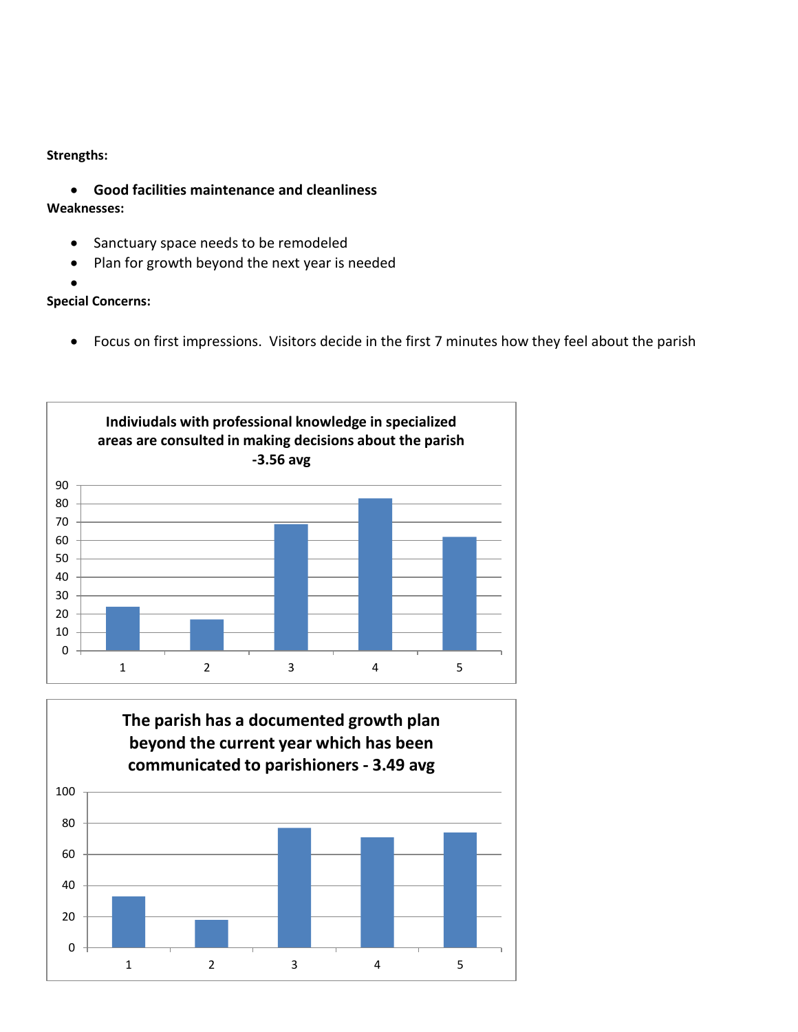**Strengths:**

- **Good facilities maintenance and cleanliness**

**Weaknesses:**

- Sanctuary space needs to be remodeled
- Plan for growth beyond the next year is needed
-

**Special Concerns:**

- Focus on first impressions. Visitors decide in the first 7 minutes how they feel about the parish

**Indiviudals with professional knowledge in specialized areas are consulted in making decisions about the parish -3.56 avg**

| Rating | Count |
|---|---|
| 1 | 24 |
| 2 | 17 |
| 3 | 69 |
| 4 | 83 |
| 5 | 62 |

**The parish has a documented growth plan beyond the current year which has been communicated to parishioners - 3.49 avg**

| Rating | Count |
|---|---|
| 1 | 33 |
| 2 | 18 |
| 3 | 77 |
| 4 | 71 |
| 5 | 74 |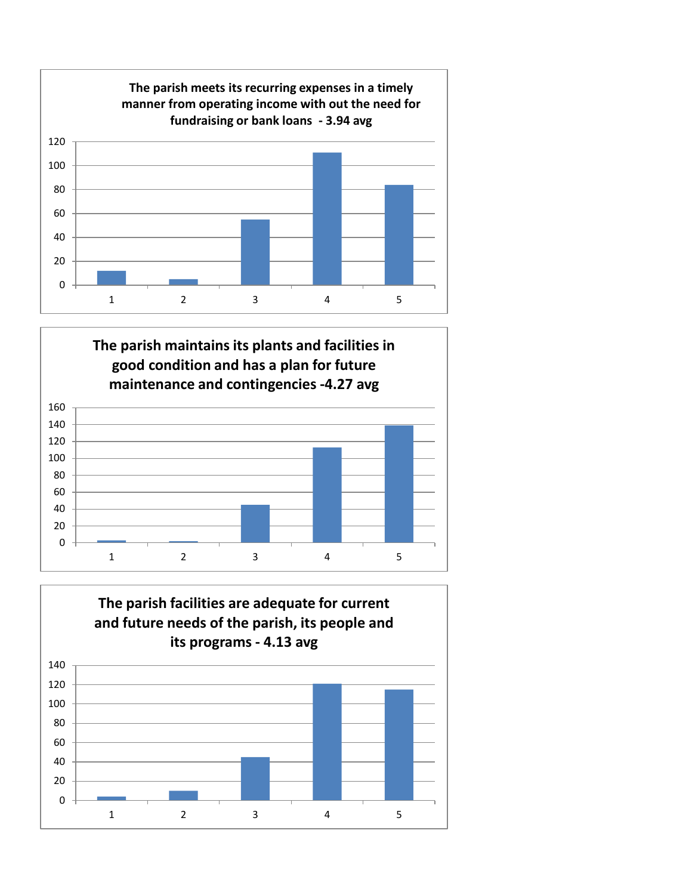**The parish meets its recurring expenses in a timely manner from operating income with out the need for fundraising or bank loans - 3.94 avg**

**The parish maintains its plants and facilities in good condition and has a plan for future maintenance and contingencies -4.27 avg**

**The parish facilities are adequate for current and future needs of the parish, its people and its programs - 4.13 avg**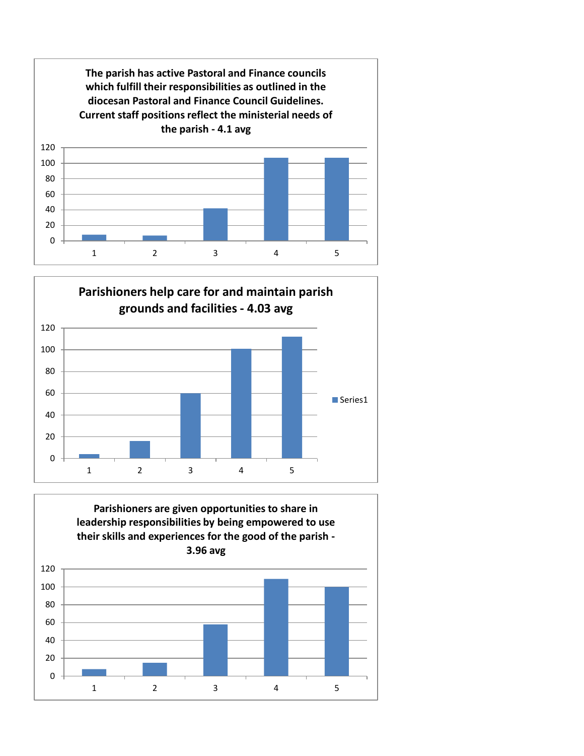**The parish has active Pastoral and Finance councils which fulfill their responsibilities as outlined in the diocesan Pastoral and Finance Council Guidelines. Current staff positions reflect the ministerial needs of the parish - 4.1 avg**

**Parishioners help care for and maintain parish grounds and facilities - 4.03 avg**

**Parishioners are given opportunities to share in leadership responsibilities by being empowered to use their skills and experiences for the good of the parish - 3.96 avg**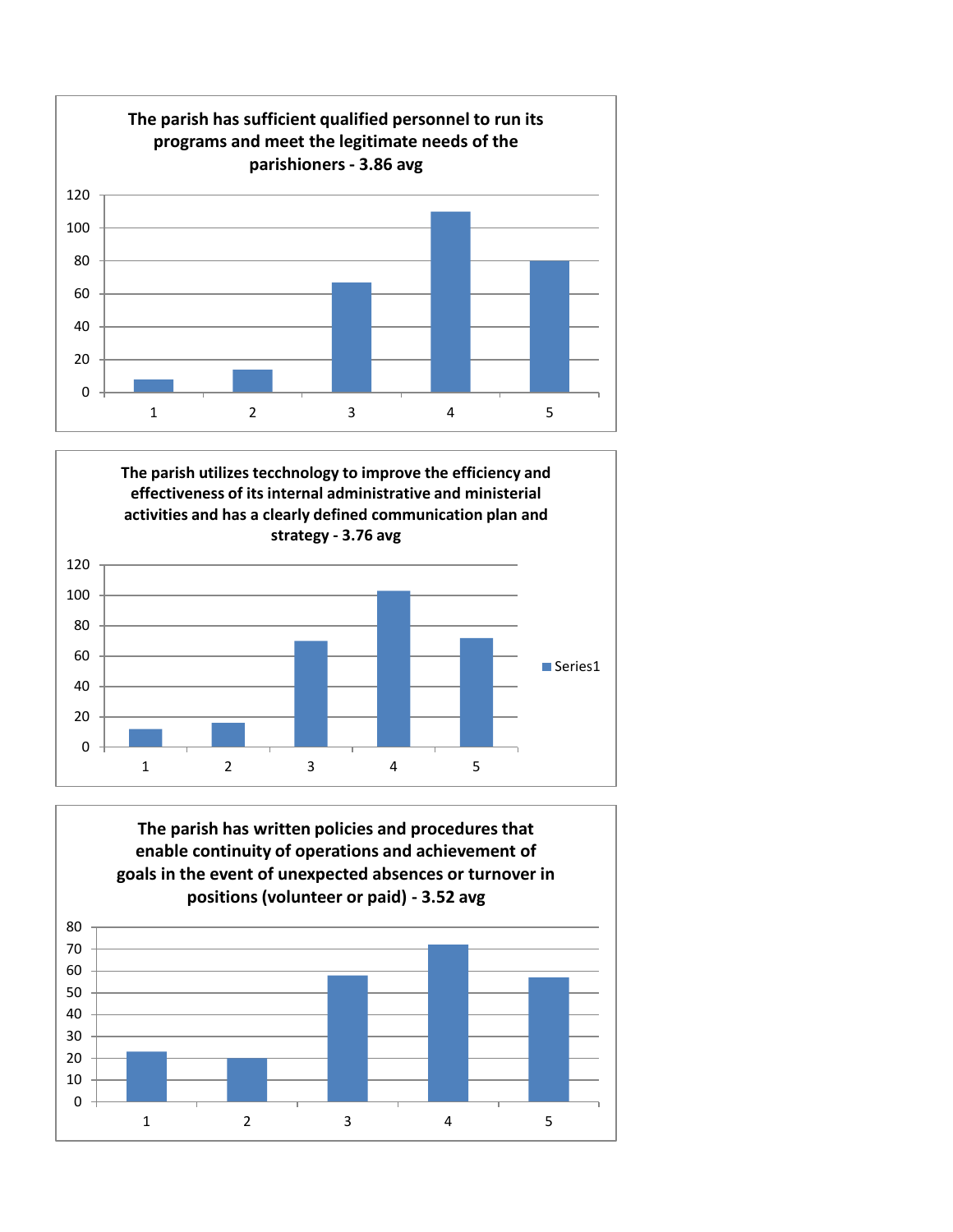**The parish has sufficient qualified personnel to run its programs and meet the legitimate needs of the parishioners - 3.86 avg**

120
100
80
60
40
20
0

1 2 3 4 5

**The parish utilizes tecchnology to improve the efficiency and effectiveness of its internal administrative and ministerial activities and has a clearly defined communication plan and strategy - 3.76 avg**

120
100
80
60
40
20
0

1 2 3 4 5

Series1

**The parish has written policies and procedures that enable continuity of operations and achievement of goals in the event of unexpected absences or turnover in positions (volunteer or paid) - 3.52 avg**

80
70
60
50
40
30
20
10
0

1 2 3 4 5